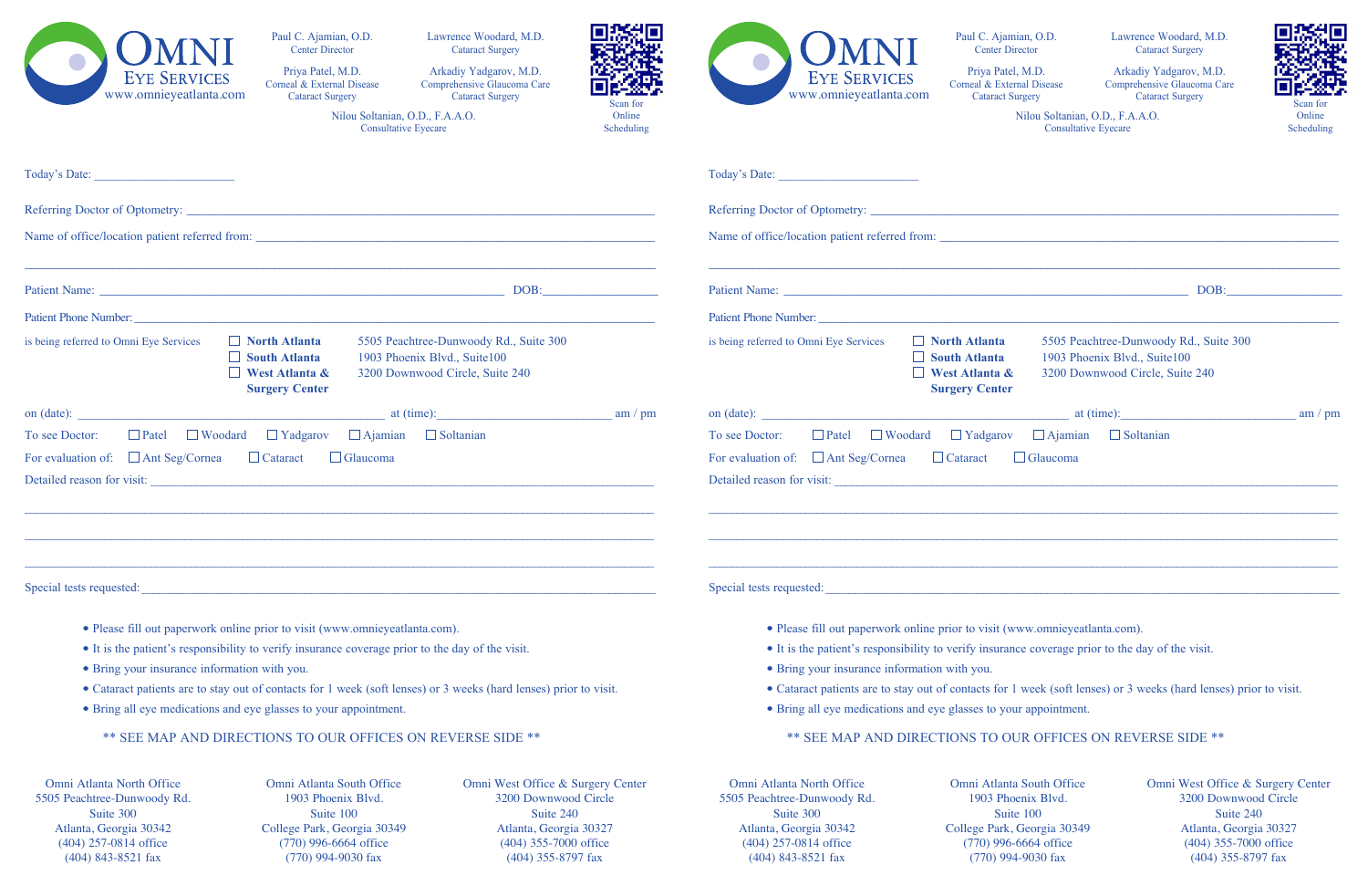# OMNI EYE SERVICES

www.omnieyeatlanta.com

Paul C. Ajamian, O.D.
Center Director

Lawrence Woodard, M.D.
Cataract Surgery

Priya Patel, M.D.
Corneal & External Disease
Cataract Surgery

Arkadiy Yadgarov, M.D.
Comprehensive Glaucoma Care
Cataract Surgery

Nilou Soltanian, O.D., F.A.A.O.
Consultative Eyecare

Scan for Online Scheduling

Today's Date: ______________________

Referring Doctor of Optometry: ______________________

Name of office/location patient referred from: ______________________

______________________

Patient Name: ______________________ DOB: ______________________

Patient Phone Number: ______________________

is being referred to Omni Eye Services

- ☐ **North Atlanta** — 5505 Peachtree-Dunwoody Rd., Suite 300
- ☐ **South Atlanta** — 1903 Phoenix Blvd., Suite100
- ☐ **West Atlanta & Surgery Center** — 3200 Downwood Circle, Suite 240

on (date): ______________________ at (time): ______________________ am / pm

To see Doctor: ☐ Patel ☐ Woodard ☐ Yadgarov ☐ Ajamian ☐ Soltanian

For evaluation of: ☐ Ant Seg/Cornea ☐ Cataract ☐ Glaucoma

Detailed reason for visit: ______________________

______________________

______________________

______________________

Special tests requested: ______________________

- Please fill out paperwork online prior to visit (www.omnieyeatlanta.com).
- It is the patient's responsibility to verify insurance coverage prior to the day of the visit.
- Bring your insurance information with you.
- Cataract patients are to stay out of contacts for 1 week (soft lenses) or 3 weeks (hard lenses) prior to visit.
- Bring all eye medications and eye glasses to your appointment.

** SEE MAP AND DIRECTIONS TO OUR OFFICES ON REVERSE SIDE **

| Omni Atlanta North Office | Omni Atlanta South Office | Omni West Office & Surgery Center |
|---|---|---|
| 5505 Peachtree-Dunwoody Rd. | 1903 Phoenix Blvd. | 3200 Downwood Circle |
| Suite 300 | Suite 100 | Suite 240 |
| Atlanta, Georgia 30342 | College Park, Georgia 30349 | Atlanta, Georgia 30327 |
| (404) 257-0814 office | (770) 996-6664 office | (404) 355-7000 office |
| (404) 843-8521 fax | (770) 994-9030 fax | (404) 355-8797 fax |

---

# OMNI EYE SERVICES

www.omnieyeatlanta.com

Paul C. Ajamian, O.D.
Center Director

Lawrence Woodard, M.D.
Cataract Surgery

Priya Patel, M.D.
Corneal & External Disease
Cataract Surgery

Arkadiy Yadgarov, M.D.
Comprehensive Glaucoma Care
Cataract Surgery

Nilou Soltanian, O.D., F.A.A.O.
Consultative Eyecare

Scan for Online Scheduling

Today's Date: ______________________

Referring Doctor of Optometry: ______________________

Name of office/location patient referred from: ______________________

______________________

Patient Name: ______________________ DOB: ______________________

Patient Phone Number: ______________________

is being referred to Omni Eye Services

- ☐ **North Atlanta** — 5505 Peachtree-Dunwoody Rd., Suite 300
- ☐ **South Atlanta** — 1903 Phoenix Blvd., Suite100
- ☐ **West Atlanta & Surgery Center** — 3200 Downwood Circle, Suite 240

on (date): ______________________ at (time): ______________________ am / pm

To see Doctor: ☐ Patel ☐ Woodard ☐ Yadgarov ☐ Ajamian ☐ Soltanian

For evaluation of: ☐ Ant Seg/Cornea ☐ Cataract ☐ Glaucoma

Detailed reason for visit: ______________________

______________________

______________________

______________________

Special tests requested: ______________________

- Please fill out paperwork online prior to visit (www.omnieyeatlanta.com).
- It is the patient's responsibility to verify insurance coverage prior to the day of the visit.
- Bring your insurance information with you.
- Cataract patients are to stay out of contacts for 1 week (soft lenses) or 3 weeks (hard lenses) prior to visit.
- Bring all eye medications and eye glasses to your appointment.

** SEE MAP AND DIRECTIONS TO OUR OFFICES ON REVERSE SIDE **

| Omni Atlanta North Office | Omni Atlanta South Office | Omni West Office & Surgery Center |
|---|---|---|
| 5505 Peachtree-Dunwoody Rd. | 1903 Phoenix Blvd. | 3200 Downwood Circle |
| Suite 300 | Suite 100 | Suite 240 |
| Atlanta, Georgia 30342 | College Park, Georgia 30349 | Atlanta, Georgia 30327 |
| (404) 257-0814 office | (770) 996-6664 office | (404) 355-7000 office |
| (404) 843-8521 fax | (770) 994-9030 fax | (404) 355-8797 fax |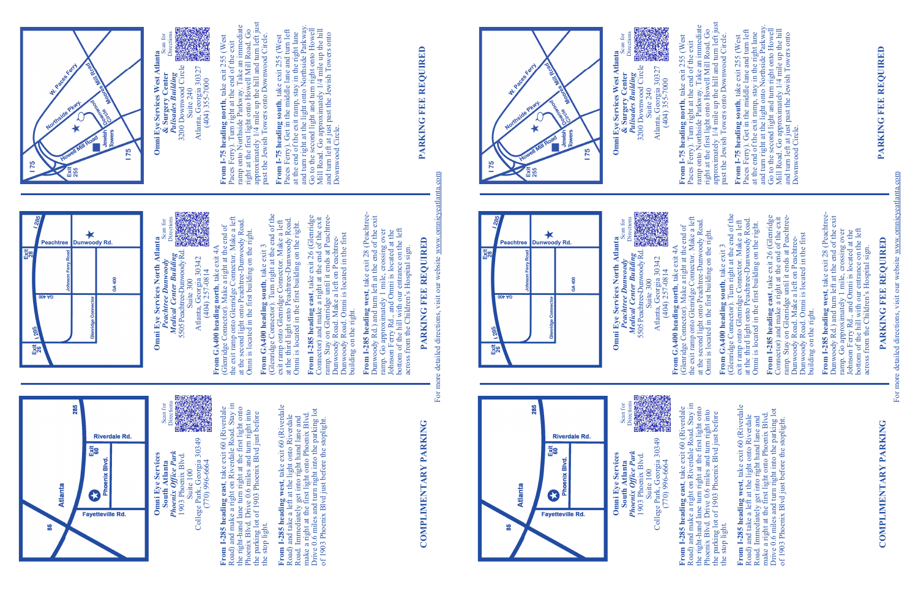Atlanta
85
285
Riverdale Rd.
Exit 60
Phoenix Blvd.
Fayetteville Rd.

**Omni Eye Services**
**South Atlanta**
***Phoenix Office Park***
1903 Phoenix Blvd.
Suite 100
College Park, Georgia 30349
(770) 996-6664

Scan for Directions

**From I-285 heading east**, take exit 60 (Riverdale Road) and make a right on Riverdale Road. Stay in the right-hand lane turn right at the first light onto Phoenix Blvd. Drive 0.6 miles and turn right into the parking lot of 1903 Phoenix Blvd just before the stop light.

**From I-285 heading west**, take exit 60 (Riverdale Road) and take a left at the light onto Riverdale Road. Immediately get into right hand lane and make a right at the first light onto Phoenix Blvd. Drive 0.6 miles and turn right into the parking lot of 1903 Phoenix Blvd just before the stoplight.

**COMPLIMENTARY PARKING**

Exit 26
I 285
Glenridge Connector
GA 400
Johnson Ferry Road
Exit 28
Peachtree
Dunwoody Rd.
I 285
GA 400

**Omni Eye Services North Atlanta**
***Peachtree Dunwoody***
***Medical Center Building***
5505 Peachtree-Dunwoody Rd.
Suite 300
Atlanta, Georgia 30342
(404) 257-0814

Scan for Directions

**From GA400 heading north**, take exit 4A (Glenridge Connector). Make a right at the end of the exit ramp onto Glenridge Connector. Make a left at the second light onto Peachtree-Dunwoody Road. Omni is located in the first building on the right.

**From GA400 heading south**, take exit 3 (Glenridge Connector). Turn right at the end of the exit ramp onto Glenridge Connector. Make a left at the third light onto Peachtree-Dunwoody Road. Omni is located in the first building on the right.

**From I-285 heading east**, take exit 26 (Glenridge Connector) and make a right at the end of the exit ramp. Stay on Glenridge until it ends at Peachtree-Dunwoody Road. Make a left on Peachtree-Dunwoody Road. Omni is located in the first building on the right.

**From I-285 heading west**, take exit 28 (Peachtree-Dunwoody Rd.) and turn left at the end of the exit ramp. Go approximately 1 mile, crossing over Johnson Ferry Rd., and Omni is located at the bottom of the hill with our entrance on the left across from the Children's Hospital sign.

**PARKING FEE REQUIRED**

I 75
Exit 255
Howell Mill Road
Northside Pkwy.
W. Paces Ferry
Moores Mill Road
Downwood Circle
Jewish Towers
I 75

**Omni Eye Services West Atlanta**
**& Surgery Center**
***Palisades Building***
3200 Downwood Circle
Suite 240
Atlanta, Georgia 30327
(404) 355-7000

Scan for Directions

**From I-75 heading north**, take exit 255 (West Paces Ferry). Turn right at the end of the exit ramp onto Northside Parkway. Take an immediate right at the first light onto Howell Mill Road. Go approximately 1/4 mile up the hill and turn left just past the Jewish Towers onto Downwood Circle.

**From I-75 heading south**, take exit 255 (West Paces Ferry). Get in the middle lane and turn left at the end of the exit ramp, stay in the right lane and turn right at the light onto Northside Parkway. Go to the second light and turn right onto Howell Mill Road. Go approximately 1/4 mile up the hill and turn left at just past the Jewish Towers onto Downwood Circle.

**PARKING FEE REQUIRED**

For more detailed directions, visit our website www.omnieyeatlanta.com

---

Atlanta
85
285
Riverdale Rd.
Exit 60
Phoenix Blvd.
Fayetteville Rd.

**Omni Eye Services**
**South Atlanta**
***Phoenix Office Park***
1903 Phoenix Blvd.
Suite 100
College Park, Georgia 30349
(770) 996-6664

Scan for Directions

**From I-285 heading east**, take exit 60 (Riverdale Road) and make a right on Riverdale Road. Stay in the right-hand lane turn right at the first light onto Phoenix Blvd. Drive 0.6 miles and turn right into the parking lot of 1903 Phoenix Blvd just before the stop light.

**From I-285 heading west**, take exit 60 (Riverdale Road) and take a left at the light onto Riverdale Road. Immediately get into right hand lane and make a right at the first light onto Phoenix Blvd. Drive 0.6 miles and turn right into the parking lot of 1903 Phoenix Blvd just before the stoplight.

**COMPLIMENTARY PARKING**

Exit 26
I 285
Glenridge Connector
GA 400
Johnson Ferry Road
Exit 28
Peachtree
Dunwoody Rd.
I 285
GA 400

**Omni Eye Services North Atlanta**
***Peachtree Dunwoody***
***Medical Center Building***
5505 Peachtree-Dunwoody Rd.
Suite 300
Atlanta, Georgia 30342
(404) 257-0814

Scan for Directions

**From GA400 heading north**, take exit 4A (Glenridge Connector). Make a right at the end of the exit ramp onto Glenridge Connector. Make a left at the second light onto Peachtree-Dunwoody Road. Omni is located in the first building on the right.

**From GA400 heading south**, take exit 3 (Glenridge Connector). Turn right at the end of the exit ramp onto Glenridge Connector. Make a left at the third light onto Peachtree-Dunwoody Road. Omni is located in the first building on the right.

**From I-285 heading east**, take exit 26 (Glenridge Connector) and make a right at the end of the exit ramp. Stay on Glenridge until it ends at Peachtree-Dunwoody Road. Make a left on Peachtree-Dunwoody Road. Omni is located in the first building on the right.

**From I-285 heading west**, take exit 28 (Peachtree-Dunwoody Rd.) and turn left at the end of the exit ramp. Go approximately 1 mile, crossing over Johnson Ferry Rd., and Omni is located at the bottom of the hill with our entrance on the left across from the Children's Hospital sign.

**PARKING FEE REQUIRED**

I 75
Exit 255
Howell Mill Road
Northside Pkwy.
W. Paces Ferry
Moores Mill Road
Downwood Circle
Jewish Towers
I 75

**Omni Eye Services West Atlanta**
**& Surgery Center**
***Palisades Building***
3200 Downwood Circle
Suite 240
Atlanta, Georgia 30327
(404) 355-7000

Scan for Directions

**From I-75 heading north**, take exit 255 (West Paces Ferry). Turn right at the end of the exit ramp onto Northside Parkway. Take an immediate right at the first light onto Howell Mill Road. Go approximately 1/4 mile up the hill and turn left just past the Jewish Towers onto Downwood Circle.

**From I-75 heading south**, take exit 255 (West Paces Ferry). Get in the middle lane and turn left at the end of the exit ramp, stay in the right lane and turn right at the light onto Northside Parkway. Go to the second light and turn right onto Howell Mill Road. Go approximately 1/4 mile up the hill and turn left at just past the Jewish Towers onto Downwood Circle.

**PARKING FEE REQUIRED**

For more detailed directions, visit our website www.omnieyeatlanta.com